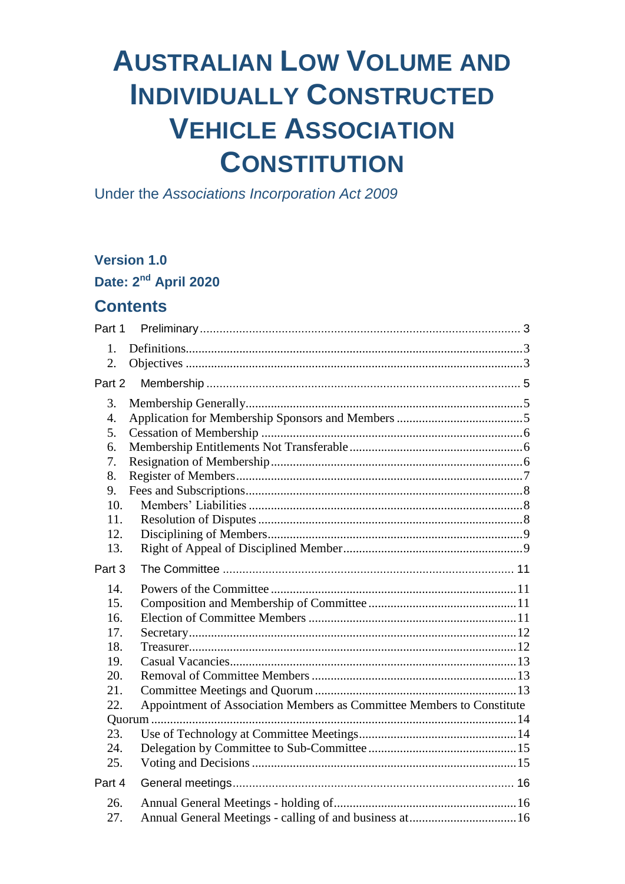# AUSTRALIAN LOW VOLUME AND INDIVIDUALLY CONSTRUCTED VEHICLE ASSOCIATION CONSTITUTION

Under the *Associations Incorporation Act 2009*

**Version 1.0**

**Date: 2nd April 2020**

## Contents

Part 1 Preliminary ........ 3

1. Definitions ........ 3
2. Objectives ........ 3

Part 2 Membership ........ 5

3. Membership Generally ........ 5
4. Application for Membership Sponsors and Members ........ 5
5. Cessation of Membership ........ 6
6. Membership Entitlements Not Transferable ........ 6
7. Resignation of Membership ........ 6
8. Register of Members ........ 7
9. Fees and Subscriptions ........ 8
10. Members' Liabilities ........ 8
11. Resolution of Disputes ........ 8
12. Disciplining of Members ........ 9
13. Right of Appeal of Disciplined Member ........ 9

Part 3 The Committee ........ 11

14. Powers of the Committee ........ 11
15. Composition and Membership of Committee ........ 11
16. Election of Committee Members ........ 11
17. Secretary ........ 12
18. Treasurer ........ 12
19. Casual Vacancies ........ 13
20. Removal of Committee Members ........ 13
21. Committee Meetings and Quorum ........ 13
22. Appointment of Association Members as Committee Members to Constitute Quorum ........ 14
23. Use of Technology at Committee Meetings ........ 14
24. Delegation by Committee to Sub-Committee ........ 15
25. Voting and Decisions ........ 15

Part 4 General meetings ........ 16

26. Annual General Meetings - holding of ........ 16
27. Annual General Meetings - calling of and business at ........ 16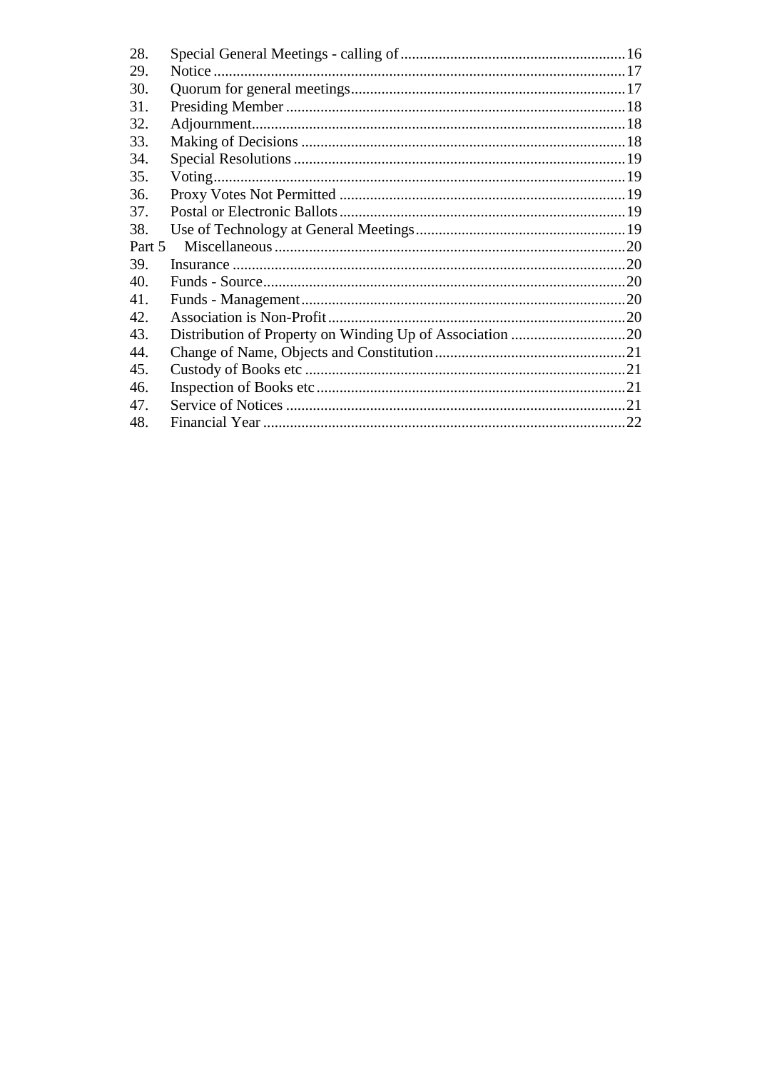| | | |
|---|---|---|
| 28. | Special General Meetings - calling of | 16 |
| 29. | Notice | 17 |
| 30. | Quorum for general meetings | 17 |
| 31. | Presiding Member | 18 |
| 32. | Adjournment | 18 |
| 33. | Making of Decisions | 18 |
| 34. | Special Resolutions | 19 |
| 35. | Voting | 19 |
| 36. | Proxy Votes Not Permitted | 19 |
| 37. | Postal or Electronic Ballots | 19 |
| 38. | Use of Technology at General Meetings | 19 |
| Part 5 | Miscellaneous | 20 |
| 39. | Insurance | 20 |
| 40. | Funds - Source | 20 |
| 41. | Funds - Management | 20 |
| 42. | Association is Non-Profit | 20 |
| 43. | Distribution of Property on Winding Up of Association | 20 |
| 44. | Change of Name, Objects and Constitution | 21 |
| 45. | Custody of Books etc | 21 |
| 46. | Inspection of Books etc | 21 |
| 47. | Service of Notices | 21 |
| 48. | Financial Year | 22 |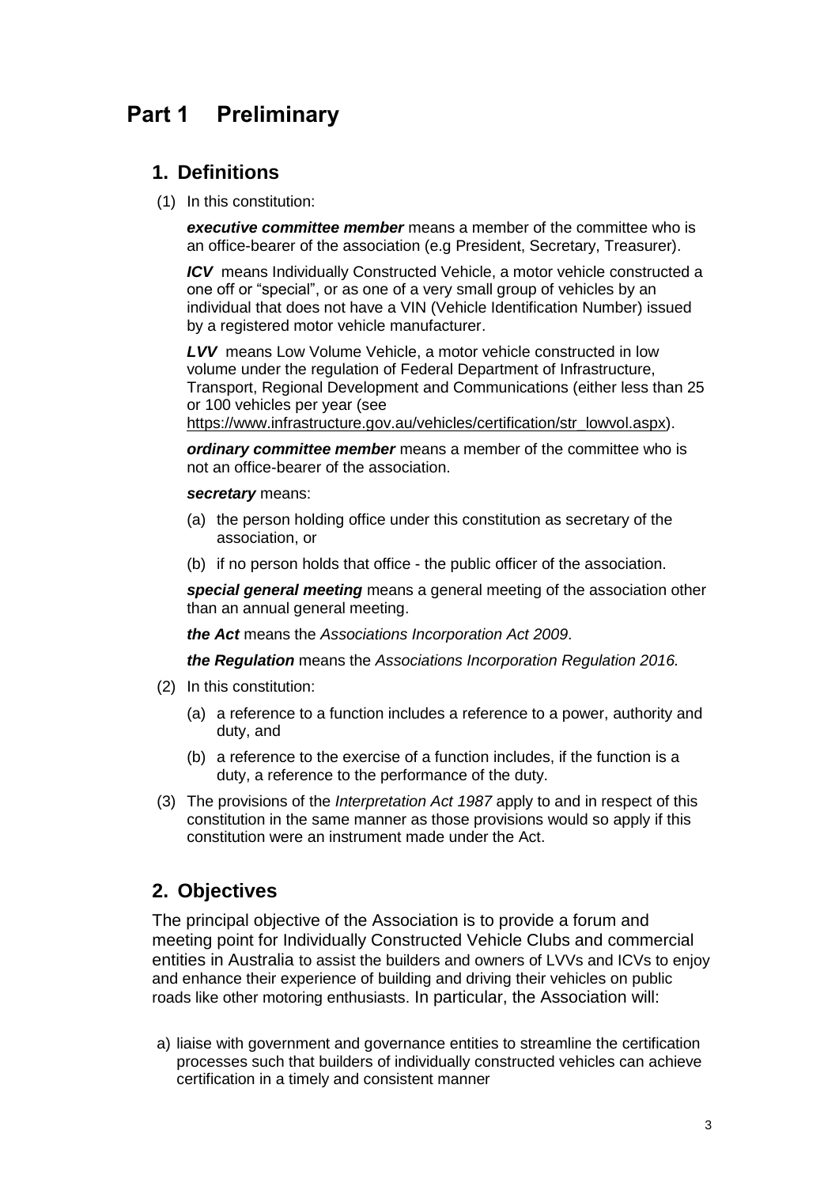# Part 1 Preliminary

## 1. Definitions

(1) In this constitution:

***executive committee member*** means a member of the committee who is an office-bearer of the association (e.g President, Secretary, Treasurer).

***ICV*** means Individually Constructed Vehicle, a motor vehicle constructed a one off or "special", or as one of a very small group of vehicles by an individual that does not have a VIN (Vehicle Identification Number) issued by a registered motor vehicle manufacturer.

***LVV*** means Low Volume Vehicle, a motor vehicle constructed in low volume under the regulation of Federal Department of Infrastructure, Transport, Regional Development and Communications (either less than 25 or 100 vehicles per year (see https://www.infrastructure.gov.au/vehicles/certification/str_lowvol.aspx).

***ordinary committee member*** means a member of the committee who is not an office-bearer of the association.

***secretary*** means:

(a) the person holding office under this constitution as secretary of the association, or

(b) if no person holds that office - the public officer of the association.

***special general meeting*** means a general meeting of the association other than an annual general meeting.

***the Act*** means the *Associations Incorporation Act 2009*.

***the Regulation*** means the *Associations Incorporation Regulation 2016.*

(2) In this constitution:

(a) a reference to a function includes a reference to a power, authority and duty, and

(b) a reference to the exercise of a function includes, if the function is a duty, a reference to the performance of the duty.

(3) The provisions of the *Interpretation Act 1987* apply to and in respect of this constitution in the same manner as those provisions would so apply if this constitution were an instrument made under the Act.

## 2. Objectives

The principal objective of the Association is to provide a forum and meeting point for Individually Constructed Vehicle Clubs and commercial entities in Australia to assist the builders and owners of LVVs and ICVs to enjoy and enhance their experience of building and driving their vehicles on public roads like other motoring enthusiasts. In particular, the Association will:

a) liaise with government and governance entities to streamline the certification processes such that builders of individually constructed vehicles can achieve certification in a timely and consistent manner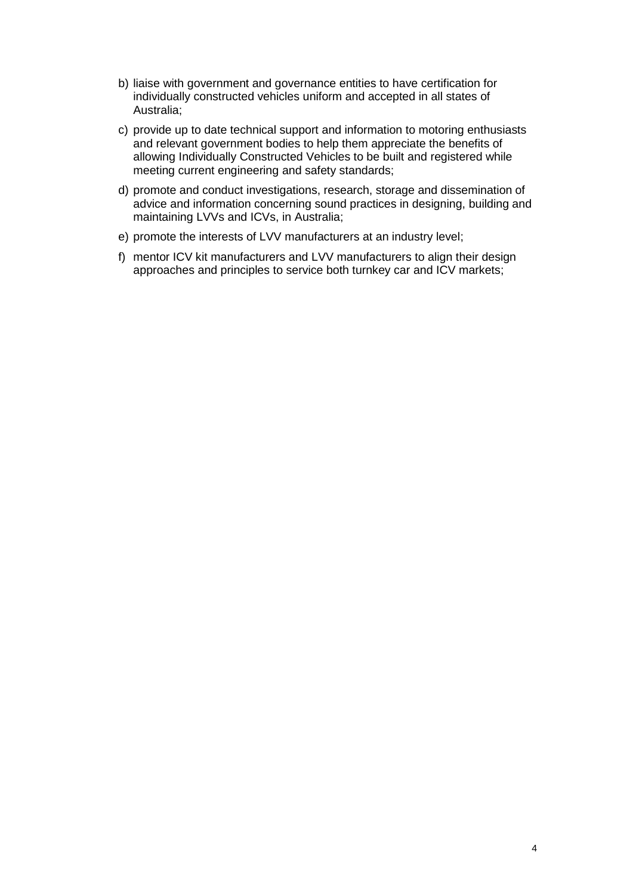b) liaise with government and governance entities to have certification for individually constructed vehicles uniform and accepted in all states of Australia;

c) provide up to date technical support and information to motoring enthusiasts and relevant government bodies to help them appreciate the benefits of allowing Individually Constructed Vehicles to be built and registered while meeting current engineering and safety standards;

d) promote and conduct investigations, research, storage and dissemination of advice and information concerning sound practices in designing, building and maintaining LVVs and ICVs, in Australia;

e) promote the interests of LVV manufacturers at an industry level;

f) mentor ICV kit manufacturers and LVV manufacturers to align their design approaches and principles to service both turnkey car and ICV markets;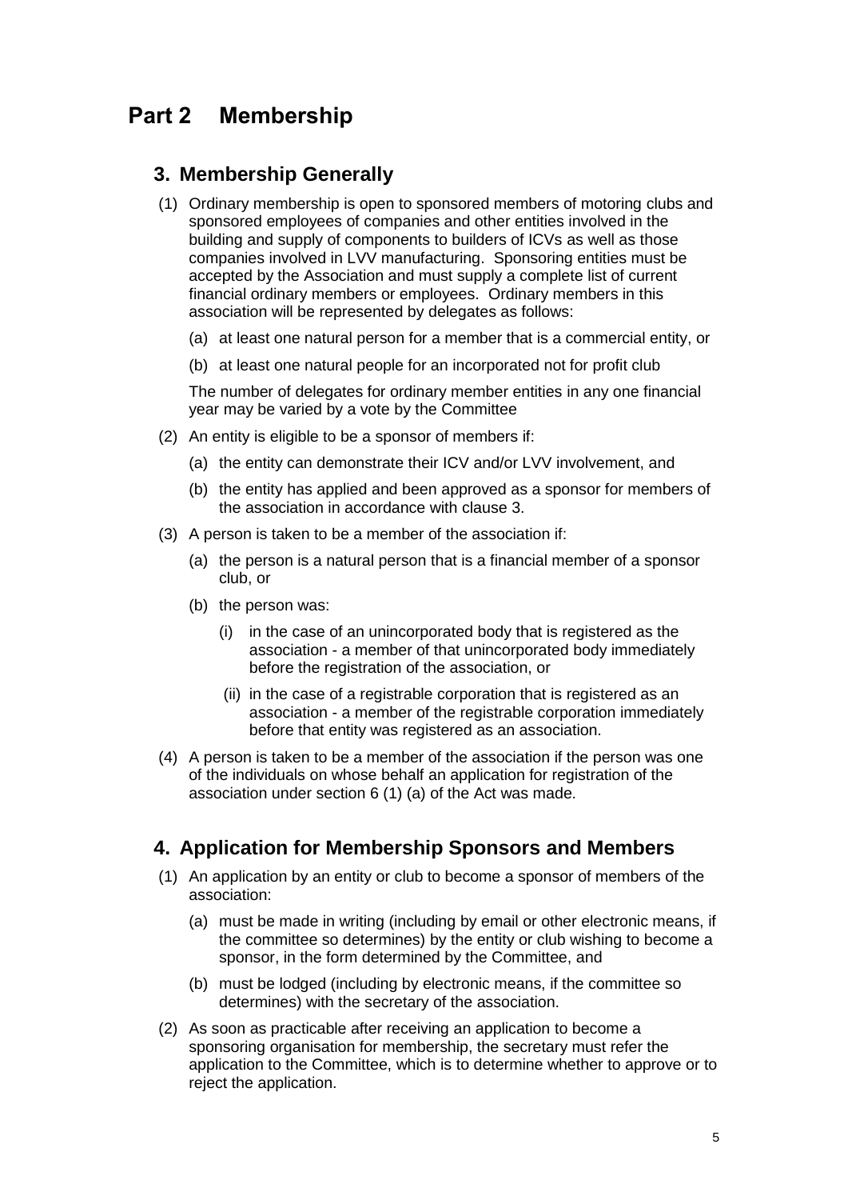# Part 2 Membership

## 3. Membership Generally

(1) Ordinary membership is open to sponsored members of motoring clubs and sponsored employees of companies and other entities involved in the building and supply of components to builders of ICVs as well as those companies involved in LVV manufacturing. Sponsoring entities must be accepted by the Association and must supply a complete list of current financial ordinary members or employees. Ordinary members in this association will be represented by delegates as follows:

(a) at least one natural person for a member that is a commercial entity, or

(b) at least one natural people for an incorporated not for profit club

The number of delegates for ordinary member entities in any one financial year may be varied by a vote by the Committee

(2) An entity is eligible to be a sponsor of members if:

(a) the entity can demonstrate their ICV and/or LVV involvement, and

(b) the entity has applied and been approved as a sponsor for members of the association in accordance with clause 3.

(3) A person is taken to be a member of the association if:

(a) the person is a natural person that is a financial member of a sponsor club, or

(b) the person was:

(i) in the case of an unincorporated body that is registered as the association - a member of that unincorporated body immediately before the registration of the association, or

(ii) in the case of a registrable corporation that is registered as an association - a member of the registrable corporation immediately before that entity was registered as an association.

(4) A person is taken to be a member of the association if the person was one of the individuals on whose behalf an application for registration of the association under section 6 (1) (a) of the Act was made.

## 4. Application for Membership Sponsors and Members

(1) An application by an entity or club to become a sponsor of members of the association:

(a) must be made in writing (including by email or other electronic means, if the committee so determines) by the entity or club wishing to become a sponsor, in the form determined by the Committee, and

(b) must be lodged (including by electronic means, if the committee so determines) with the secretary of the association.

(2) As soon as practicable after receiving an application to become a sponsoring organisation for membership, the secretary must refer the application to the Committee, which is to determine whether to approve or to reject the application.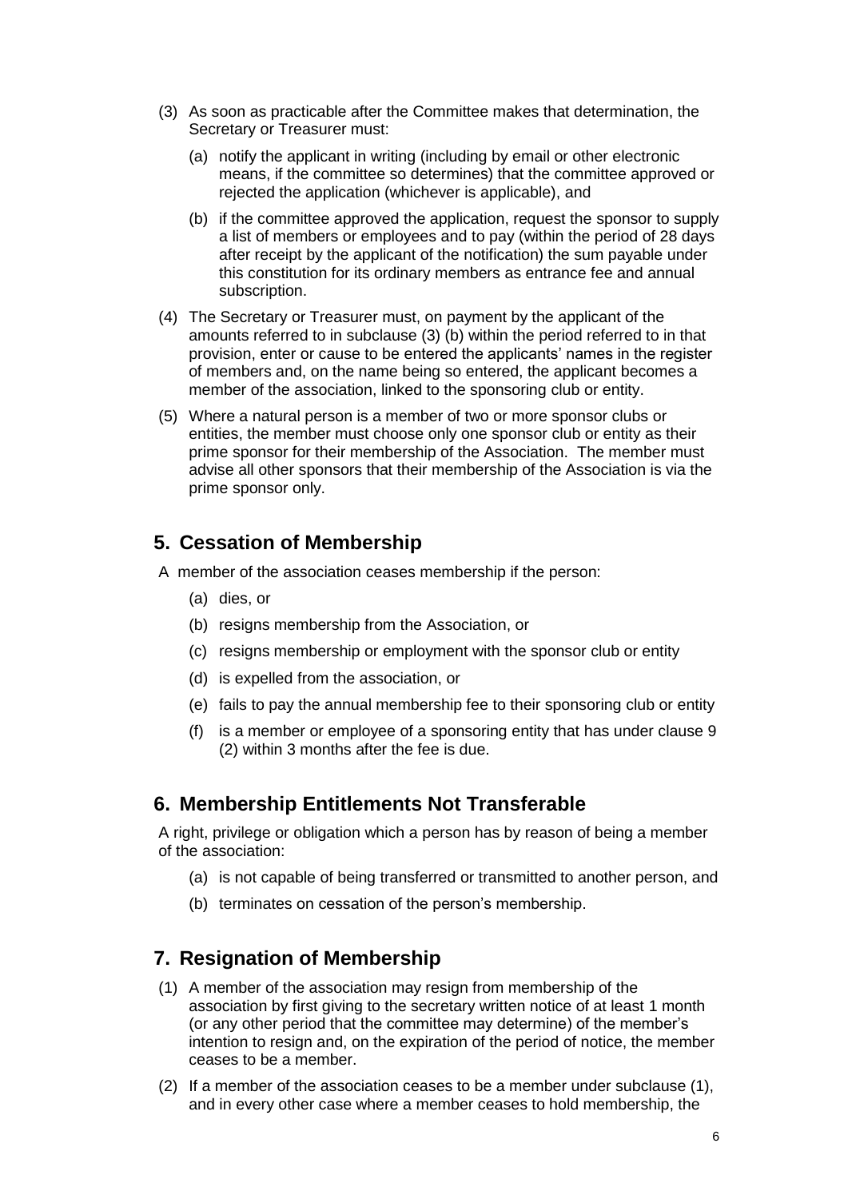(3) As soon as practicable after the Committee makes that determination, the Secretary or Treasurer must:

   (a) notify the applicant in writing (including by email or other electronic means, if the committee so determines) that the committee approved or rejected the application (whichever is applicable), and

   (b) if the committee approved the application, request the sponsor to supply a list of members or employees and to pay (within the period of 28 days after receipt by the applicant of the notification) the sum payable under this constitution for its ordinary members as entrance fee and annual subscription.

(4) The Secretary or Treasurer must, on payment by the applicant of the amounts referred to in subclause (3) (b) within the period referred to in that provision, enter or cause to be entered the applicants' names in the register of members and, on the name being so entered, the applicant becomes a member of the association, linked to the sponsoring club or entity.

(5) Where a natural person is a member of two or more sponsor clubs or entities, the member must choose only one sponsor club or entity as their prime sponsor for their membership of the Association. The member must advise all other sponsors that their membership of the Association is via the prime sponsor only.

## 5. Cessation of Membership

A member of the association ceases membership if the person:

   (a) dies, or

   (b) resigns membership from the Association, or

   (c) resigns membership or employment with the sponsor club or entity

   (d) is expelled from the association, or

   (e) fails to pay the annual membership fee to their sponsoring club or entity

   (f) is a member or employee of a sponsoring entity that has under clause 9 (2) within 3 months after the fee is due.

## 6. Membership Entitlements Not Transferable

A right, privilege or obligation which a person has by reason of being a member of the association:

   (a) is not capable of being transferred or transmitted to another person, and

   (b) terminates on cessation of the person's membership.

## 7. Resignation of Membership

(1) A member of the association may resign from membership of the association by first giving to the secretary written notice of at least 1 month (or any other period that the committee may determine) of the member's intention to resign and, on the expiration of the period of notice, the member ceases to be a member.

(2) If a member of the association ceases to be a member under subclause (1), and in every other case where a member ceases to hold membership, the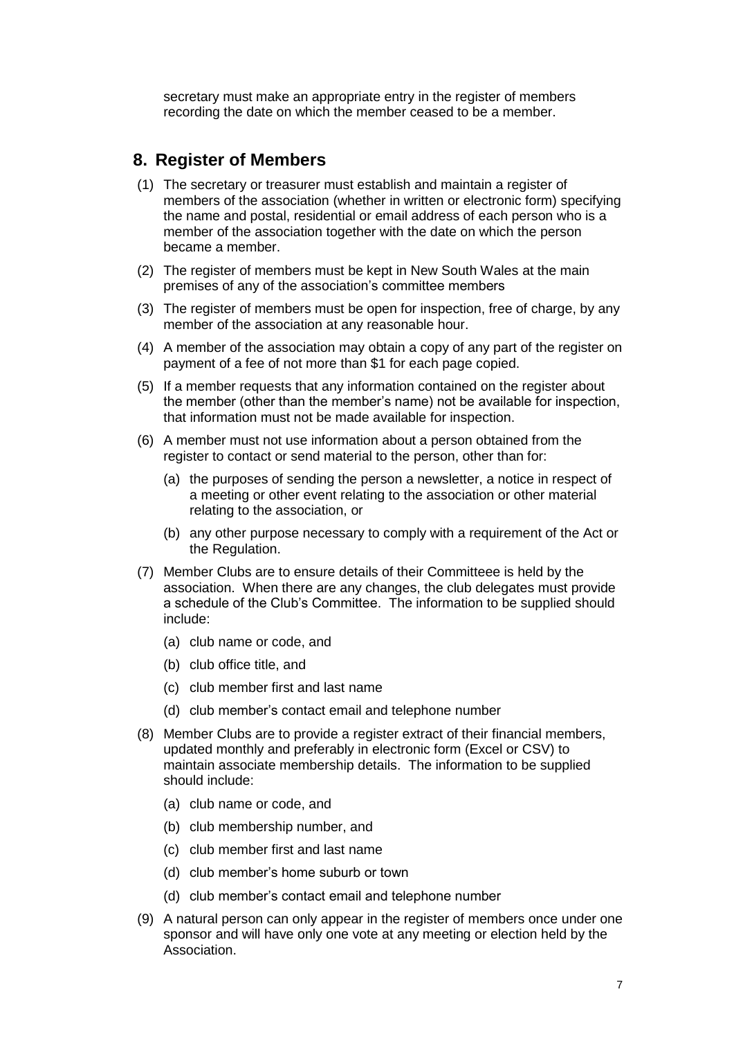secretary must make an appropriate entry in the register of members recording the date on which the member ceased to be a member.

## 8. Register of Members

(1) The secretary or treasurer must establish and maintain a register of members of the association (whether in written or electronic form) specifying the name and postal, residential or email address of each person who is a member of the association together with the date on which the person became a member.

(2) The register of members must be kept in New South Wales at the main premises of any of the association's committee members

(3) The register of members must be open for inspection, free of charge, by any member of the association at any reasonable hour.

(4) A member of the association may obtain a copy of any part of the register on payment of a fee of not more than $1 for each page copied.

(5) If a member requests that any information contained on the register about the member (other than the member's name) not be available for inspection, that information must not be made available for inspection.

(6) A member must not use information about a person obtained from the register to contact or send material to the person, other than for:

   (a) the purposes of sending the person a newsletter, a notice in respect of a meeting or other event relating to the association or other material relating to the association, or

   (b) any other purpose necessary to comply with a requirement of the Act or the Regulation.

(7) Member Clubs are to ensure details of their Committeee is held by the association. When there are any changes, the club delegates must provide a schedule of the Club's Committee. The information to be supplied should include:

   (a) club name or code, and

   (b) club office title, and

   (c) club member first and last name

   (d) club member's contact email and telephone number

(8) Member Clubs are to provide a register extract of their financial members, updated monthly and preferably in electronic form (Excel or CSV) to maintain associate membership details. The information to be supplied should include:

   (a) club name or code, and

   (b) club membership number, and

   (c) club member first and last name

   (d) club member's home suburb or town

   (d) club member's contact email and telephone number

(9) A natural person can only appear in the register of members once under one sponsor and will have only one vote at any meeting or election held by the Association.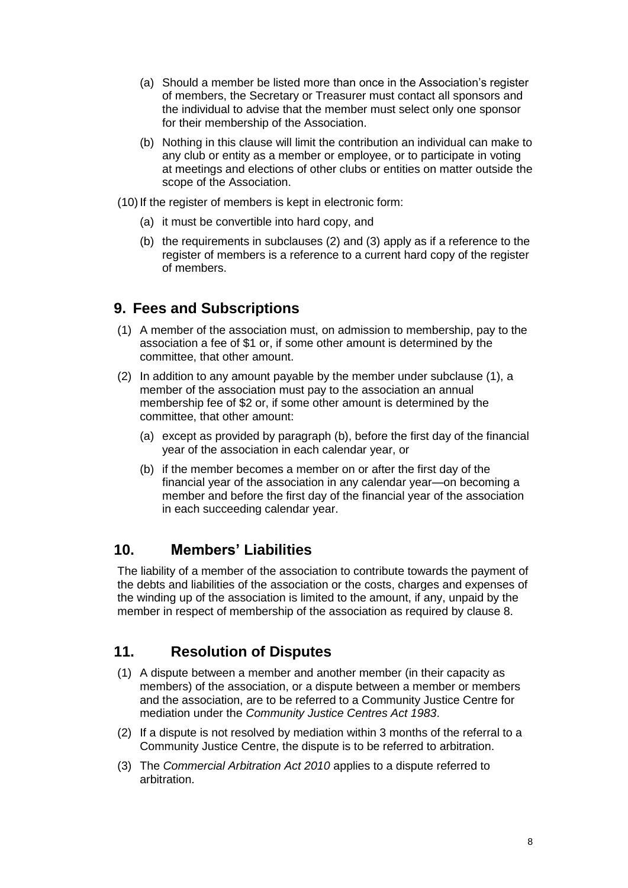(a) Should a member be listed more than once in the Association's register of members, the Secretary or Treasurer must contact all sponsors and the individual to advise that the member must select only one sponsor for their membership of the Association.

(b) Nothing in this clause will limit the contribution an individual can make to any club or entity as a member or employee, or to participate in voting at meetings and elections of other clubs or entities on matter outside the scope of the Association.

(10) If the register of members is kept in electronic form:

(a) it must be convertible into hard copy, and

(b) the requirements in subclauses (2) and (3) apply as if a reference to the register of members is a reference to a current hard copy of the register of members.

## 9. Fees and Subscriptions

(1) A member of the association must, on admission to membership, pay to the association a fee of $1 or, if some other amount is determined by the committee, that other amount.

(2) In addition to any amount payable by the member under subclause (1), a member of the association must pay to the association an annual membership fee of $2 or, if some other amount is determined by the committee, that other amount:

(a) except as provided by paragraph (b), before the first day of the financial year of the association in each calendar year, or

(b) if the member becomes a member on or after the first day of the financial year of the association in any calendar year—on becoming a member and before the first day of the financial year of the association in each succeeding calendar year.

## 10. Members' Liabilities

The liability of a member of the association to contribute towards the payment of the debts and liabilities of the association or the costs, charges and expenses of the winding up of the association is limited to the amount, if any, unpaid by the member in respect of membership of the association as required by clause 8.

## 11. Resolution of Disputes

(1) A dispute between a member and another member (in their capacity as members) of the association, or a dispute between a member or members and the association, are to be referred to a Community Justice Centre for mediation under the *Community Justice Centres Act 1983*.

(2) If a dispute is not resolved by mediation within 3 months of the referral to a Community Justice Centre, the dispute is to be referred to arbitration.

(3) The *Commercial Arbitration Act 2010* applies to a dispute referred to arbitration.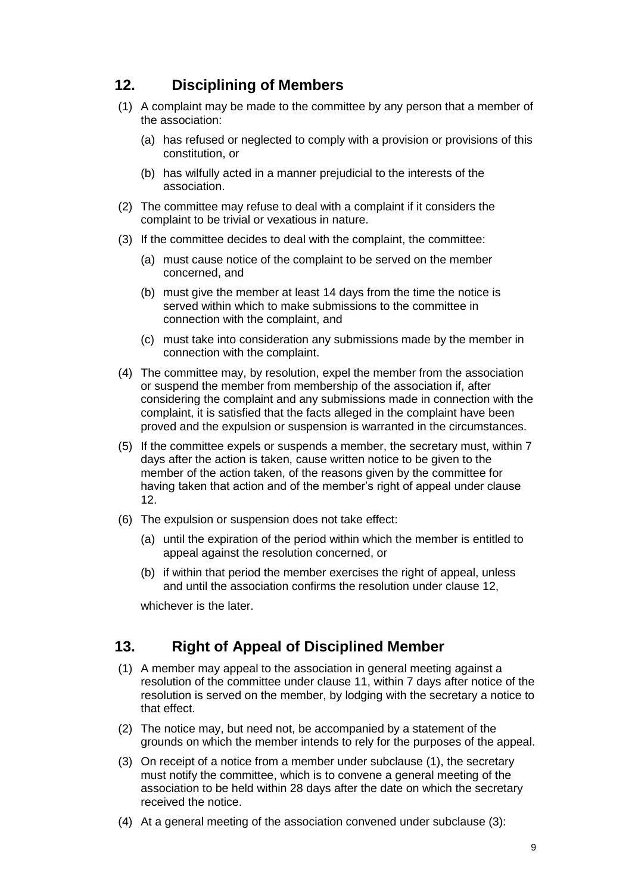## 12. Disciplining of Members

(1) A complaint may be made to the committee by any person that a member of the association:

  (a) has refused or neglected to comply with a provision or provisions of this constitution, or

  (b) has wilfully acted in a manner prejudicial to the interests of the association.

(2) The committee may refuse to deal with a complaint if it considers the complaint to be trivial or vexatious in nature.

(3) If the committee decides to deal with the complaint, the committee:

  (a) must cause notice of the complaint to be served on the member concerned, and

  (b) must give the member at least 14 days from the time the notice is served within which to make submissions to the committee in connection with the complaint, and

  (c) must take into consideration any submissions made by the member in connection with the complaint.

(4) The committee may, by resolution, expel the member from the association or suspend the member from membership of the association if, after considering the complaint and any submissions made in connection with the complaint, it is satisfied that the facts alleged in the complaint have been proved and the expulsion or suspension is warranted in the circumstances.

(5) If the committee expels or suspends a member, the secretary must, within 7 days after the action is taken, cause written notice to be given to the member of the action taken, of the reasons given by the committee for having taken that action and of the member's right of appeal under clause 12.

(6) The expulsion or suspension does not take effect:

  (a) until the expiration of the period within which the member is entitled to appeal against the resolution concerned, or

  (b) if within that period the member exercises the right of appeal, unless and until the association confirms the resolution under clause 12,

whichever is the later.

## 13. Right of Appeal of Disciplined Member

(1) A member may appeal to the association in general meeting against a resolution of the committee under clause 11, within 7 days after notice of the resolution is served on the member, by lodging with the secretary a notice to that effect.

(2) The notice may, but need not, be accompanied by a statement of the grounds on which the member intends to rely for the purposes of the appeal.

(3) On receipt of a notice from a member under subclause (1), the secretary must notify the committee, which is to convene a general meeting of the association to be held within 28 days after the date on which the secretary received the notice.

(4) At a general meeting of the association convened under subclause (3):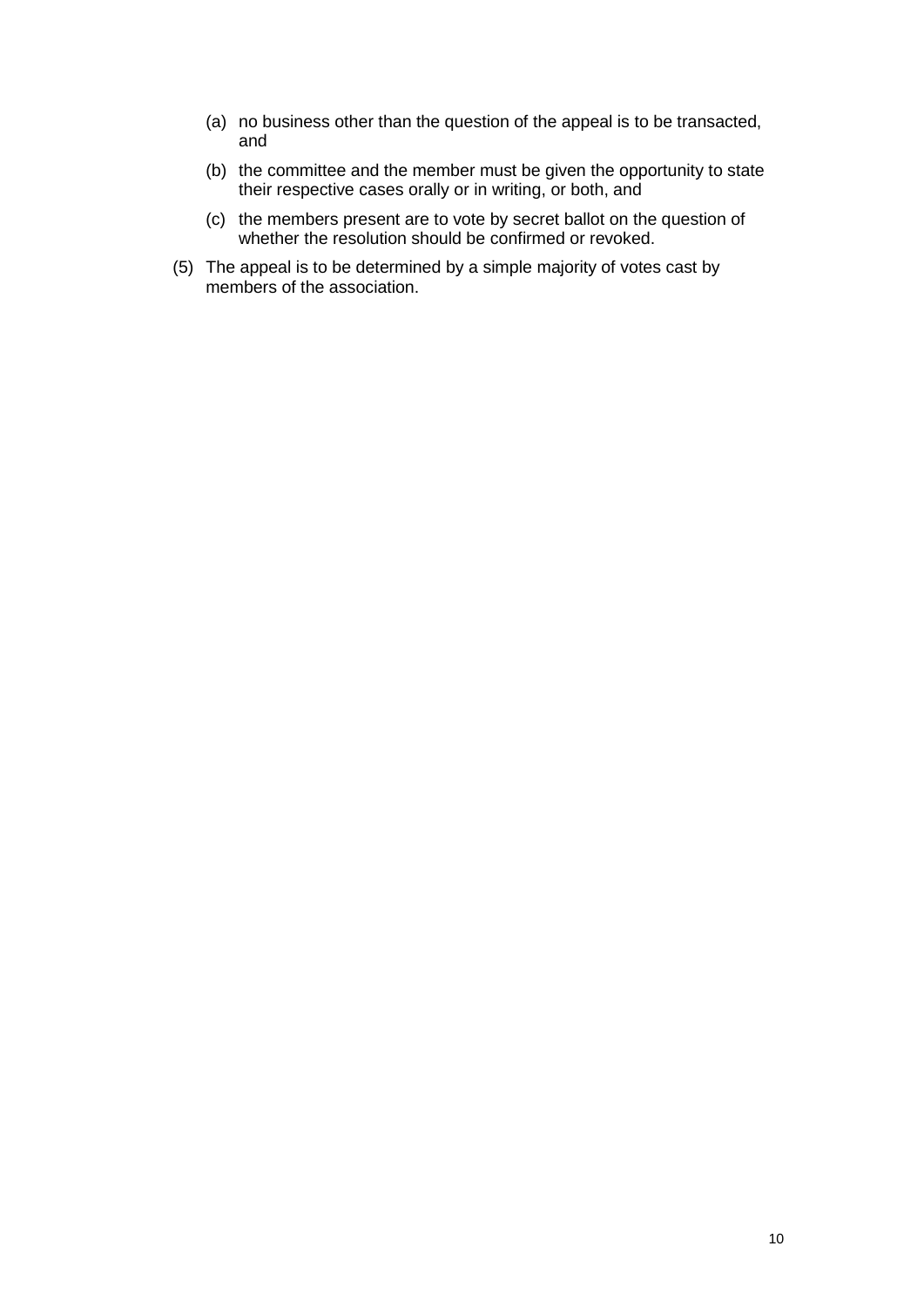(a) no business other than the question of the appeal is to be transacted, and

(b) the committee and the member must be given the opportunity to state their respective cases orally or in writing, or both, and

(c) the members present are to vote by secret ballot on the question of whether the resolution should be confirmed or revoked.

(5) The appeal is to be determined by a simple majority of votes cast by members of the association.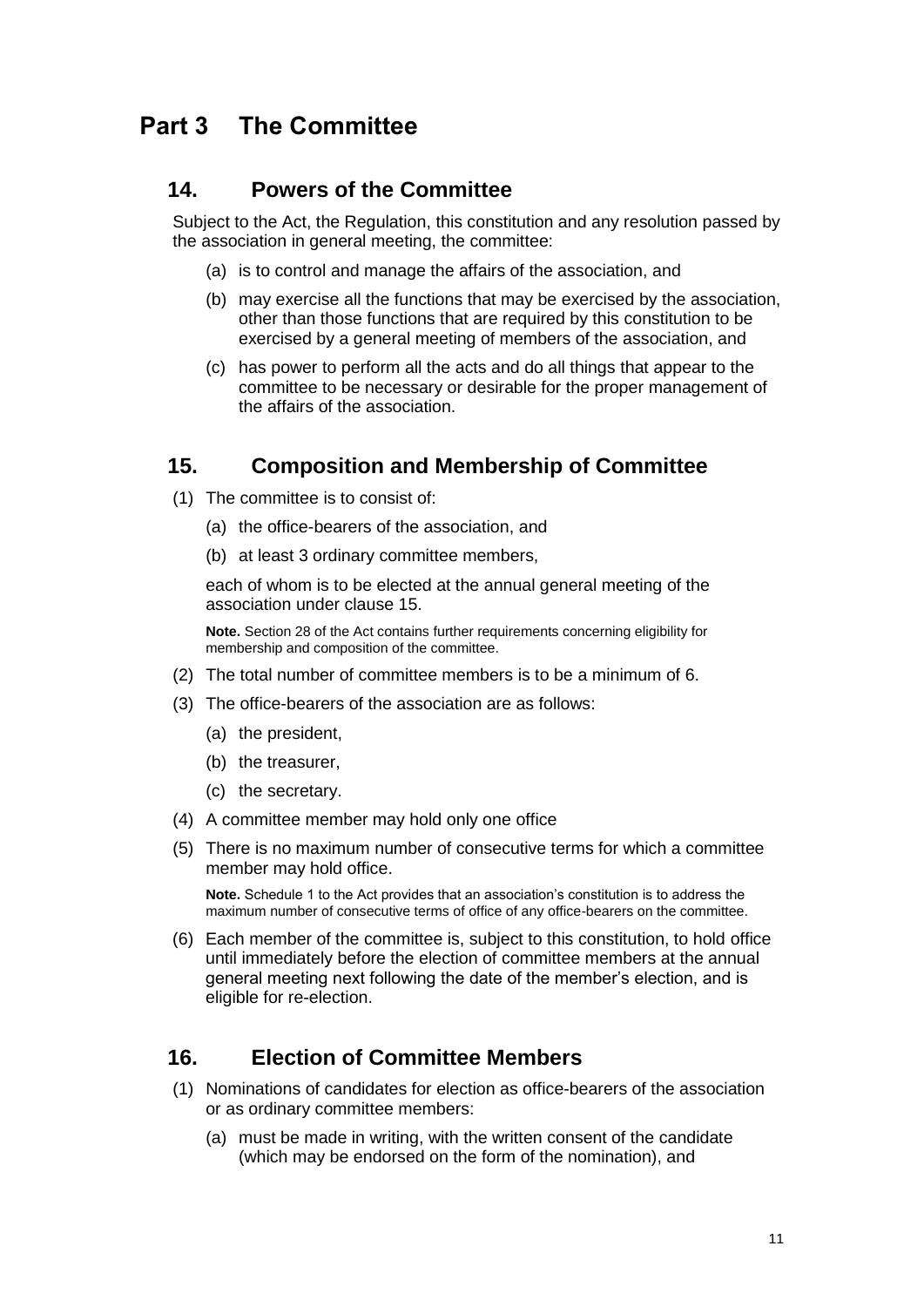# Part 3 The Committee

## 14. Powers of the Committee

Subject to the Act, the Regulation, this constitution and any resolution passed by the association in general meeting, the committee:

(a) is to control and manage the affairs of the association, and

(b) may exercise all the functions that may be exercised by the association, other than those functions that are required by this constitution to be exercised by a general meeting of members of the association, and

(c) has power to perform all the acts and do all things that appear to the committee to be necessary or desirable for the proper management of the affairs of the association.

## 15. Composition and Membership of Committee

(1) The committee is to consist of:

(a) the office-bearers of the association, and

(b) at least 3 ordinary committee members,

each of whom is to be elected at the annual general meeting of the association under clause 15.

**Note.** Section 28 of the Act contains further requirements concerning eligibility for membership and composition of the committee.

(2) The total number of committee members is to be a minimum of 6.

(3) The office-bearers of the association are as follows:

(a) the president,

(b) the treasurer,

(c) the secretary.

(4) A committee member may hold only one office

(5) There is no maximum number of consecutive terms for which a committee member may hold office.

**Note.** Schedule 1 to the Act provides that an association's constitution is to address the maximum number of consecutive terms of office of any office-bearers on the committee.

(6) Each member of the committee is, subject to this constitution, to hold office until immediately before the election of committee members at the annual general meeting next following the date of the member's election, and is eligible for re-election.

## 16. Election of Committee Members

(1) Nominations of candidates for election as office-bearers of the association or as ordinary committee members:

(a) must be made in writing, with the written consent of the candidate (which may be endorsed on the form of the nomination), and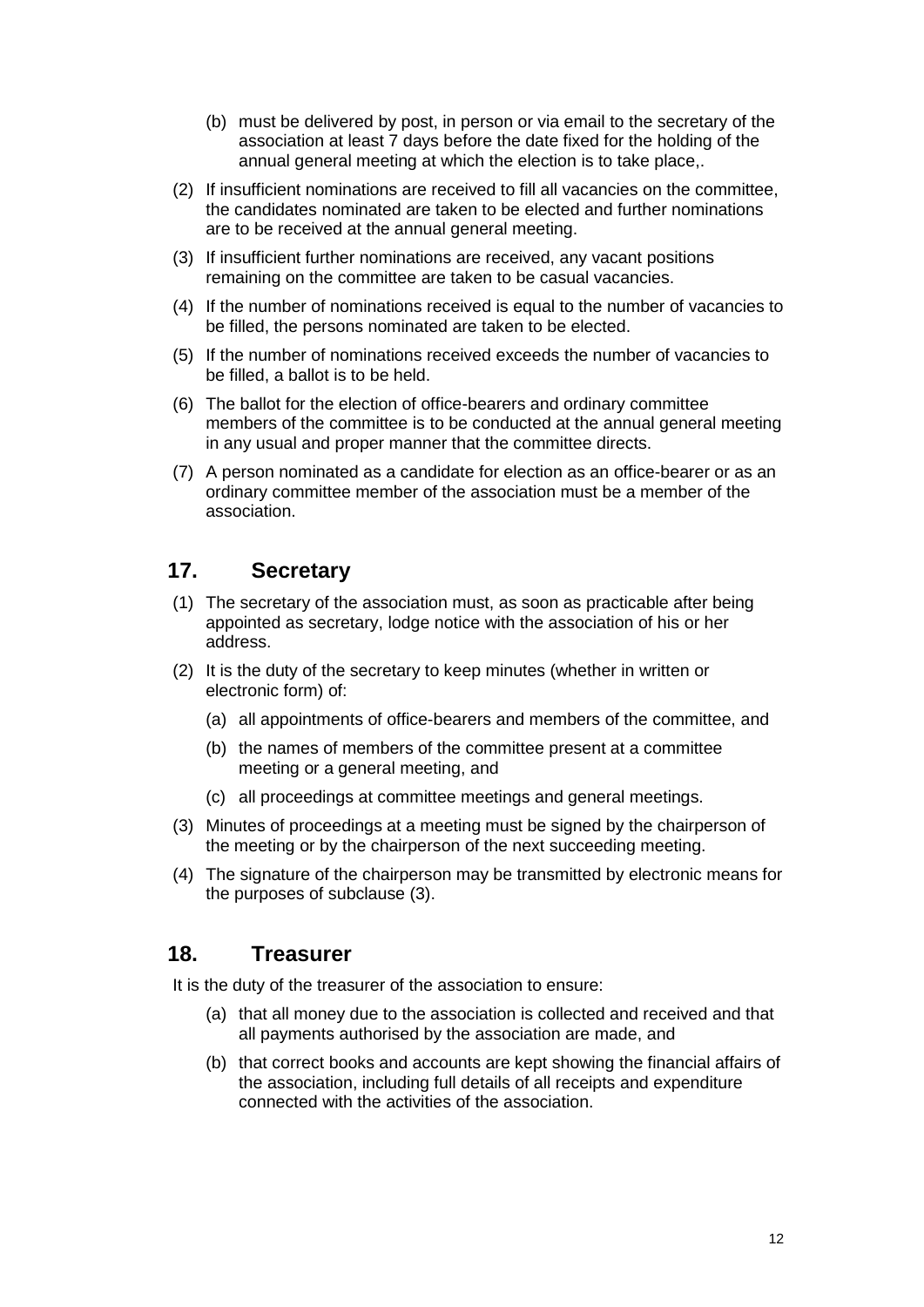(b) must be delivered by post, in person or via email to the secretary of the association at least 7 days before the date fixed for the holding of the annual general meeting at which the election is to take place,.

(2) If insufficient nominations are received to fill all vacancies on the committee, the candidates nominated are taken to be elected and further nominations are to be received at the annual general meeting.

(3) If insufficient further nominations are received, any vacant positions remaining on the committee are taken to be casual vacancies.

(4) If the number of nominations received is equal to the number of vacancies to be filled, the persons nominated are taken to be elected.

(5) If the number of nominations received exceeds the number of vacancies to be filled, a ballot is to be held.

(6) The ballot for the election of office-bearers and ordinary committee members of the committee is to be conducted at the annual general meeting in any usual and proper manner that the committee directs.

(7) A person nominated as a candidate for election as an office-bearer or as an ordinary committee member of the association must be a member of the association.

## 17. Secretary

(1) The secretary of the association must, as soon as practicable after being appointed as secretary, lodge notice with the association of his or her address.

(2) It is the duty of the secretary to keep minutes (whether in written or electronic form) of:

- (a) all appointments of office-bearers and members of the committee, and
- (b) the names of members of the committee present at a committee meeting or a general meeting, and
- (c) all proceedings at committee meetings and general meetings.

(3) Minutes of proceedings at a meeting must be signed by the chairperson of the meeting or by the chairperson of the next succeeding meeting.

(4) The signature of the chairperson may be transmitted by electronic means for the purposes of subclause (3).

## 18. Treasurer

It is the duty of the treasurer of the association to ensure:

- (a) that all money due to the association is collected and received and that all payments authorised by the association are made, and
- (b) that correct books and accounts are kept showing the financial affairs of the association, including full details of all receipts and expenditure connected with the activities of the association.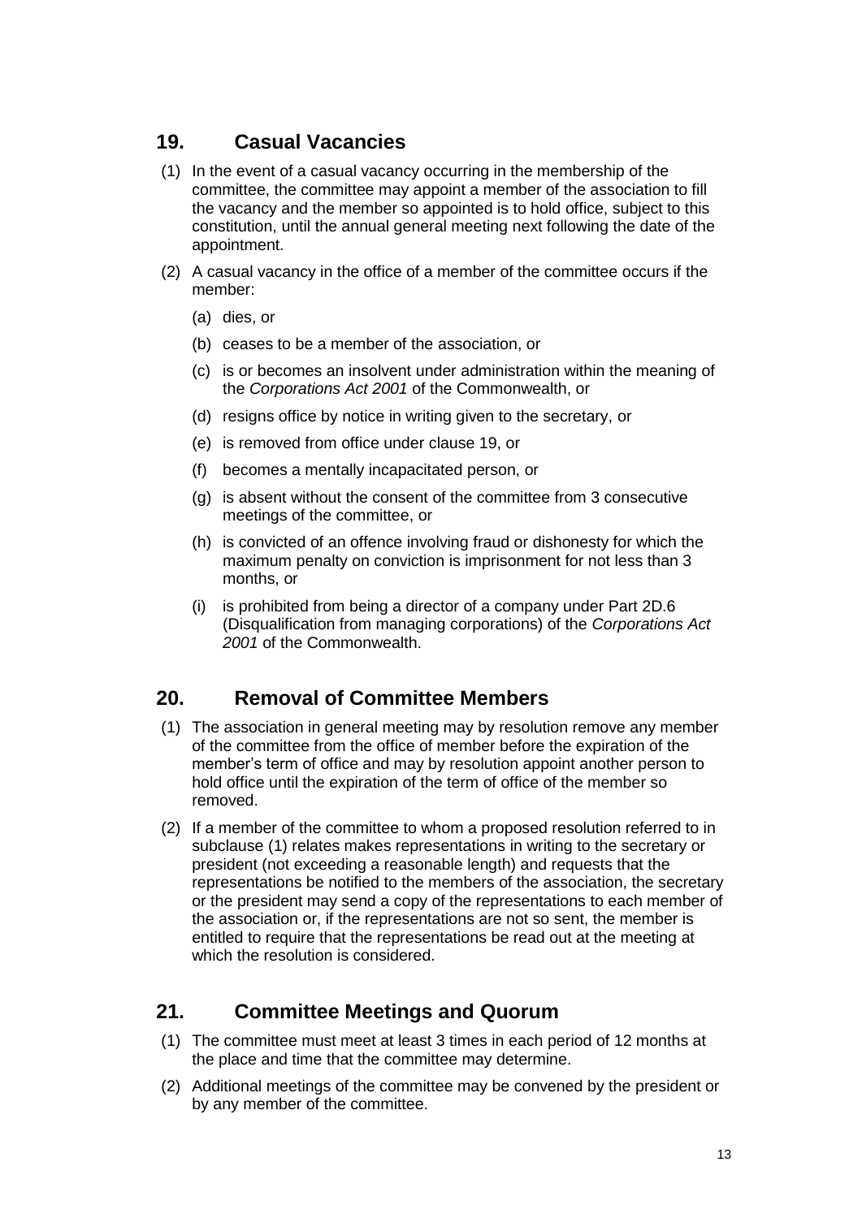## 19. Casual Vacancies

(1) In the event of a casual vacancy occurring in the membership of the committee, the committee may appoint a member of the association to fill the vacancy and the member so appointed is to hold office, subject to this constitution, until the annual general meeting next following the date of the appointment.

(2) A casual vacancy in the office of a member of the committee occurs if the member:

(a) dies, or

(b) ceases to be a member of the association, or

(c) is or becomes an insolvent under administration within the meaning of the *Corporations Act 2001* of the Commonwealth, or

(d) resigns office by notice in writing given to the secretary, or

(e) is removed from office under clause 19, or

(f) becomes a mentally incapacitated person, or

(g) is absent without the consent of the committee from 3 consecutive meetings of the committee, or

(h) is convicted of an offence involving fraud or dishonesty for which the maximum penalty on conviction is imprisonment for not less than 3 months, or

(i) is prohibited from being a director of a company under Part 2D.6 (Disqualification from managing corporations) of the *Corporations Act 2001* of the Commonwealth.

## 20. Removal of Committee Members

(1) The association in general meeting may by resolution remove any member of the committee from the office of member before the expiration of the member's term of office and may by resolution appoint another person to hold office until the expiration of the term of office of the member so removed.

(2) If a member of the committee to whom a proposed resolution referred to in subclause (1) relates makes representations in writing to the secretary or president (not exceeding a reasonable length) and requests that the representations be notified to the members of the association, the secretary or the president may send a copy of the representations to each member of the association or, if the representations are not so sent, the member is entitled to require that the representations be read out at the meeting at which the resolution is considered.

## 21. Committee Meetings and Quorum

(1) The committee must meet at least 3 times in each period of 12 months at the place and time that the committee may determine.

(2) Additional meetings of the committee may be convened by the president or by any member of the committee.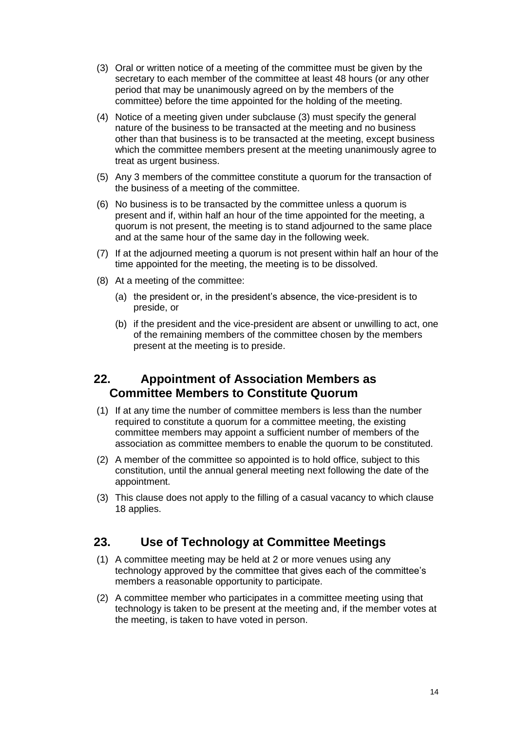(3) Oral or written notice of a meeting of the committee must be given by the secretary to each member of the committee at least 48 hours (or any other period that may be unanimously agreed on by the members of the committee) before the time appointed for the holding of the meeting.

(4) Notice of a meeting given under subclause (3) must specify the general nature of the business to be transacted at the meeting and no business other than that business is to be transacted at the meeting, except business which the committee members present at the meeting unanimously agree to treat as urgent business.

(5) Any 3 members of the committee constitute a quorum for the transaction of the business of a meeting of the committee.

(6) No business is to be transacted by the committee unless a quorum is present and if, within half an hour of the time appointed for the meeting, a quorum is not present, the meeting is to stand adjourned to the same place and at the same hour of the same day in the following week.

(7) If at the adjourned meeting a quorum is not present within half an hour of the time appointed for the meeting, the meeting is to be dissolved.

(8) At a meeting of the committee:

(a) the president or, in the president's absence, the vice-president is to preside, or

(b) if the president and the vice-president are absent or unwilling to act, one of the remaining members of the committee chosen by the members present at the meeting is to preside.

## 22. Appointment of Association Members as Committee Members to Constitute Quorum

(1) If at any time the number of committee members is less than the number required to constitute a quorum for a committee meeting, the existing committee members may appoint a sufficient number of members of the association as committee members to enable the quorum to be constituted.

(2) A member of the committee so appointed is to hold office, subject to this constitution, until the annual general meeting next following the date of the appointment.

(3) This clause does not apply to the filling of a casual vacancy to which clause 18 applies.

## 23. Use of Technology at Committee Meetings

(1) A committee meeting may be held at 2 or more venues using any technology approved by the committee that gives each of the committee's members a reasonable opportunity to participate.

(2) A committee member who participates in a committee meeting using that technology is taken to be present at the meeting and, if the member votes at the meeting, is taken to have voted in person.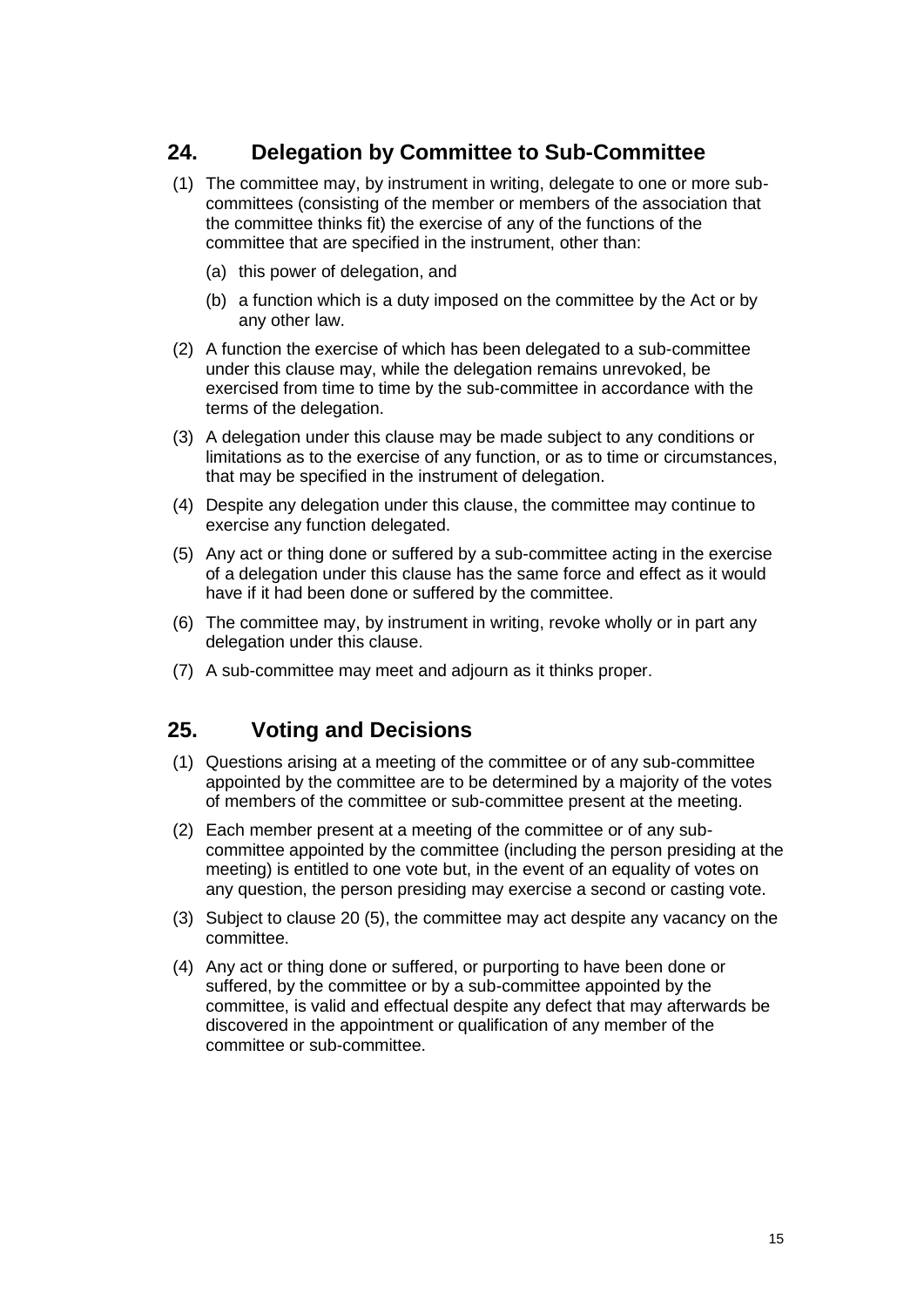## 24. Delegation by Committee to Sub-Committee

(1) The committee may, by instrument in writing, delegate to one or more sub-committees (consisting of the member or members of the association that the committee thinks fit) the exercise of any of the functions of the committee that are specified in the instrument, other than:

   (a) this power of delegation, and

   (b) a function which is a duty imposed on the committee by the Act or by any other law.

(2) A function the exercise of which has been delegated to a sub-committee under this clause may, while the delegation remains unrevoked, be exercised from time to time by the sub-committee in accordance with the terms of the delegation.

(3) A delegation under this clause may be made subject to any conditions or limitations as to the exercise of any function, or as to time or circumstances, that may be specified in the instrument of delegation.

(4) Despite any delegation under this clause, the committee may continue to exercise any function delegated.

(5) Any act or thing done or suffered by a sub-committee acting in the exercise of a delegation under this clause has the same force and effect as it would have if it had been done or suffered by the committee.

(6) The committee may, by instrument in writing, revoke wholly or in part any delegation under this clause.

(7) A sub-committee may meet and adjourn as it thinks proper.

## 25. Voting and Decisions

(1) Questions arising at a meeting of the committee or of any sub-committee appointed by the committee are to be determined by a majority of the votes of members of the committee or sub-committee present at the meeting.

(2) Each member present at a meeting of the committee or of any sub-committee appointed by the committee (including the person presiding at the meeting) is entitled to one vote but, in the event of an equality of votes on any question, the person presiding may exercise a second or casting vote.

(3) Subject to clause 20 (5), the committee may act despite any vacancy on the committee.

(4) Any act or thing done or suffered, or purporting to have been done or suffered, by the committee or by a sub-committee appointed by the committee, is valid and effectual despite any defect that may afterwards be discovered in the appointment or qualification of any member of the committee or sub-committee.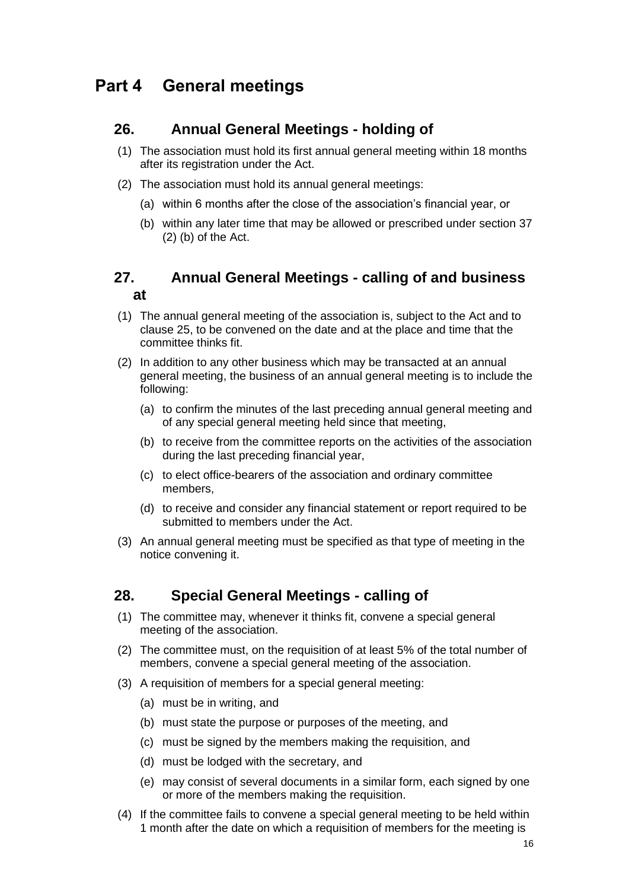# Part 4 General meetings

## 26. Annual General Meetings - holding of

(1) The association must hold its first annual general meeting within 18 months after its registration under the Act.

(2) The association must hold its annual general meetings:

(a) within 6 months after the close of the association's financial year, or

(b) within any later time that may be allowed or prescribed under section 37 (2) (b) of the Act.

## 27. Annual General Meetings - calling of and business at

(1) The annual general meeting of the association is, subject to the Act and to clause 25, to be convened on the date and at the place and time that the committee thinks fit.

(2) In addition to any other business which may be transacted at an annual general meeting, the business of an annual general meeting is to include the following:

(a) to confirm the minutes of the last preceding annual general meeting and of any special general meeting held since that meeting,

(b) to receive from the committee reports on the activities of the association during the last preceding financial year,

(c) to elect office-bearers of the association and ordinary committee members,

(d) to receive and consider any financial statement or report required to be submitted to members under the Act.

(3) An annual general meeting must be specified as that type of meeting in the notice convening it.

## 28. Special General Meetings - calling of

(1) The committee may, whenever it thinks fit, convene a special general meeting of the association.

(2) The committee must, on the requisition of at least 5% of the total number of members, convene a special general meeting of the association.

(3) A requisition of members for a special general meeting:

(a) must be in writing, and

(b) must state the purpose or purposes of the meeting, and

(c) must be signed by the members making the requisition, and

(d) must be lodged with the secretary, and

(e) may consist of several documents in a similar form, each signed by one or more of the members making the requisition.

(4) If the committee fails to convene a special general meeting to be held within 1 month after the date on which a requisition of members for the meeting is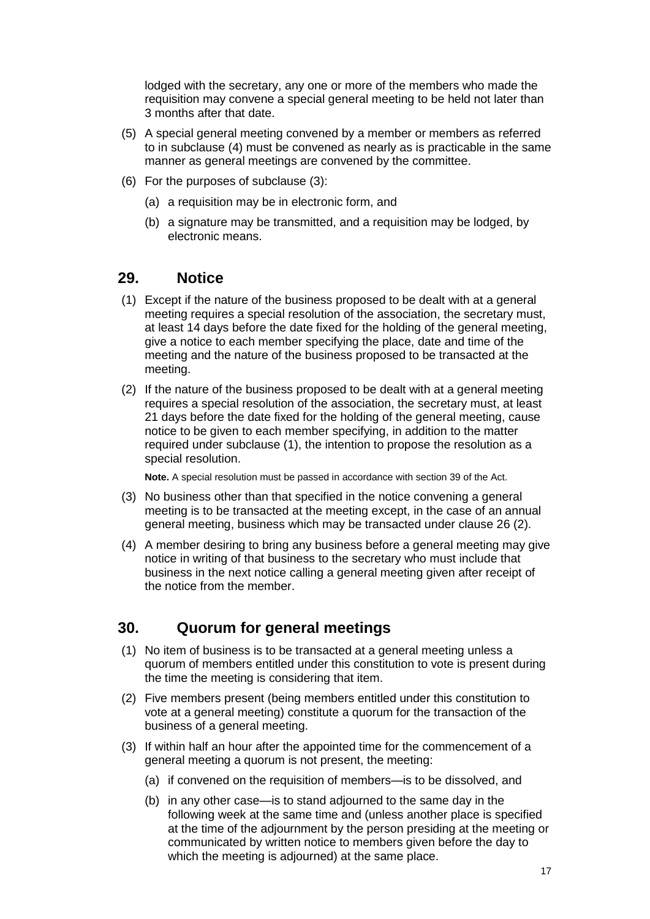lodged with the secretary, any one or more of the members who made the requisition may convene a special general meeting to be held not later than 3 months after that date.

(5) A special general meeting convened by a member or members as referred to in subclause (4) must be convened as nearly as is practicable in the same manner as general meetings are convened by the committee.

(6) For the purposes of subclause (3):

(a) a requisition may be in electronic form, and

(b) a signature may be transmitted, and a requisition may be lodged, by electronic means.

## 29. Notice

(1) Except if the nature of the business proposed to be dealt with at a general meeting requires a special resolution of the association, the secretary must, at least 14 days before the date fixed for the holding of the general meeting, give a notice to each member specifying the place, date and time of the meeting and the nature of the business proposed to be transacted at the meeting.

(2) If the nature of the business proposed to be dealt with at a general meeting requires a special resolution of the association, the secretary must, at least 21 days before the date fixed for the holding of the general meeting, cause notice to be given to each member specifying, in addition to the matter required under subclause (1), the intention to propose the resolution as a special resolution.

**Note.** A special resolution must be passed in accordance with section 39 of the Act.

(3) No business other than that specified in the notice convening a general meeting is to be transacted at the meeting except, in the case of an annual general meeting, business which may be transacted under clause 26 (2).

(4) A member desiring to bring any business before a general meeting may give notice in writing of that business to the secretary who must include that business in the next notice calling a general meeting given after receipt of the notice from the member.

## 30. Quorum for general meetings

(1) No item of business is to be transacted at a general meeting unless a quorum of members entitled under this constitution to vote is present during the time the meeting is considering that item.

(2) Five members present (being members entitled under this constitution to vote at a general meeting) constitute a quorum for the transaction of the business of a general meeting.

(3) If within half an hour after the appointed time for the commencement of a general meeting a quorum is not present, the meeting:

(a) if convened on the requisition of members—is to be dissolved, and

(b) in any other case—is to stand adjourned to the same day in the following week at the same time and (unless another place is specified at the time of the adjournment by the person presiding at the meeting or communicated by written notice to members given before the day to which the meeting is adjourned) at the same place.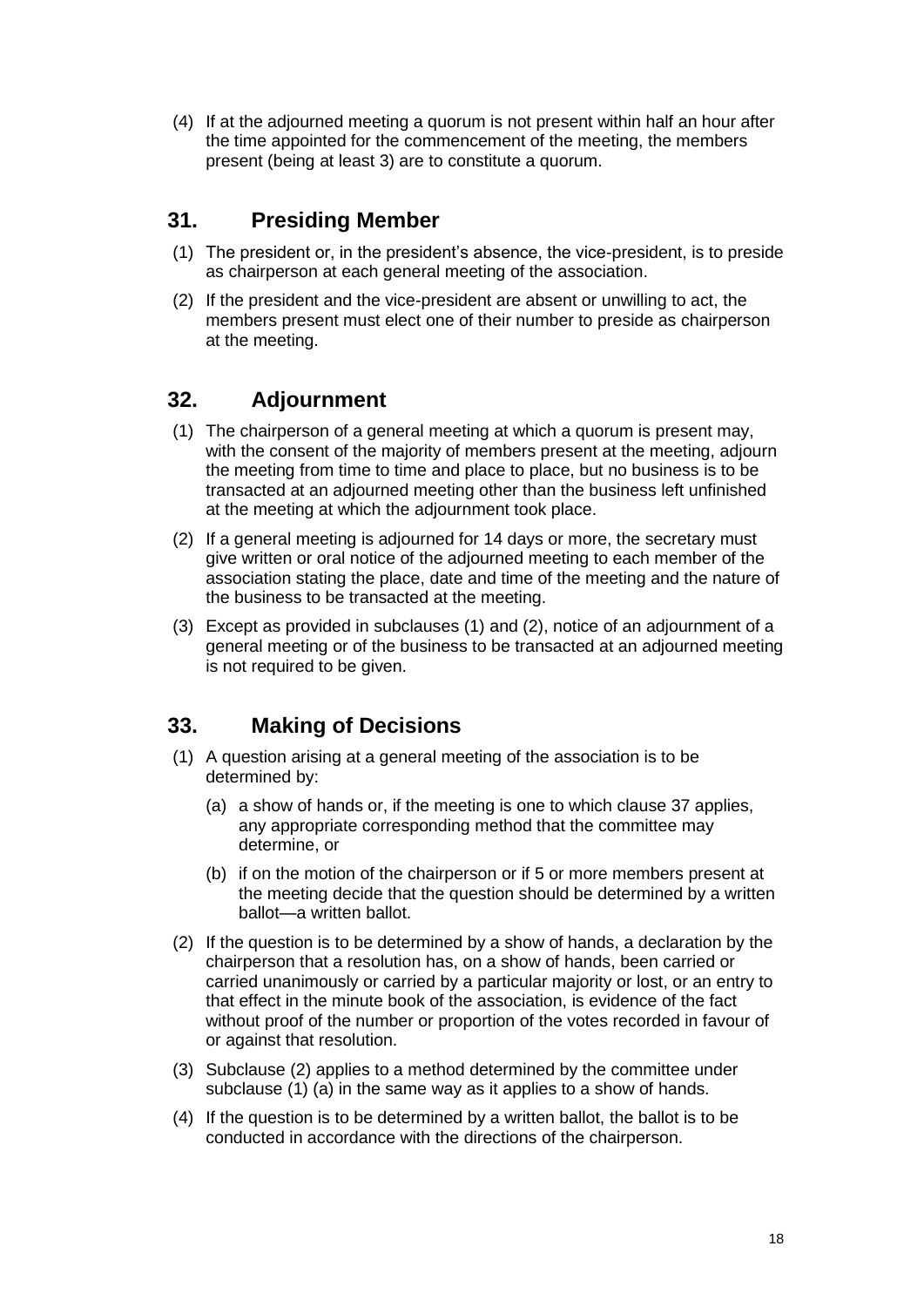(4) If at the adjourned meeting a quorum is not present within half an hour after the time appointed for the commencement of the meeting, the members present (being at least 3) are to constitute a quorum.

## 31. Presiding Member

(1) The president or, in the president's absence, the vice-president, is to preside as chairperson at each general meeting of the association.

(2) If the president and the vice-president are absent or unwilling to act, the members present must elect one of their number to preside as chairperson at the meeting.

## 32. Adjournment

(1) The chairperson of a general meeting at which a quorum is present may, with the consent of the majority of members present at the meeting, adjourn the meeting from time to time and place to place, but no business is to be transacted at an adjourned meeting other than the business left unfinished at the meeting at which the adjournment took place.

(2) If a general meeting is adjourned for 14 days or more, the secretary must give written or oral notice of the adjourned meeting to each member of the association stating the place, date and time of the meeting and the nature of the business to be transacted at the meeting.

(3) Except as provided in subclauses (1) and (2), notice of an adjournment of a general meeting or of the business to be transacted at an adjourned meeting is not required to be given.

## 33. Making of Decisions

(1) A question arising at a general meeting of the association is to be determined by:

   (a) a show of hands or, if the meeting is one to which clause 37 applies, any appropriate corresponding method that the committee may determine, or

   (b) if on the motion of the chairperson or if 5 or more members present at the meeting decide that the question should be determined by a written ballot—a written ballot.

(2) If the question is to be determined by a show of hands, a declaration by the chairperson that a resolution has, on a show of hands, been carried or carried unanimously or carried by a particular majority or lost, or an entry to that effect in the minute book of the association, is evidence of the fact without proof of the number or proportion of the votes recorded in favour of or against that resolution.

(3) Subclause (2) applies to a method determined by the committee under subclause (1) (a) in the same way as it applies to a show of hands.

(4) If the question is to be determined by a written ballot, the ballot is to be conducted in accordance with the directions of the chairperson.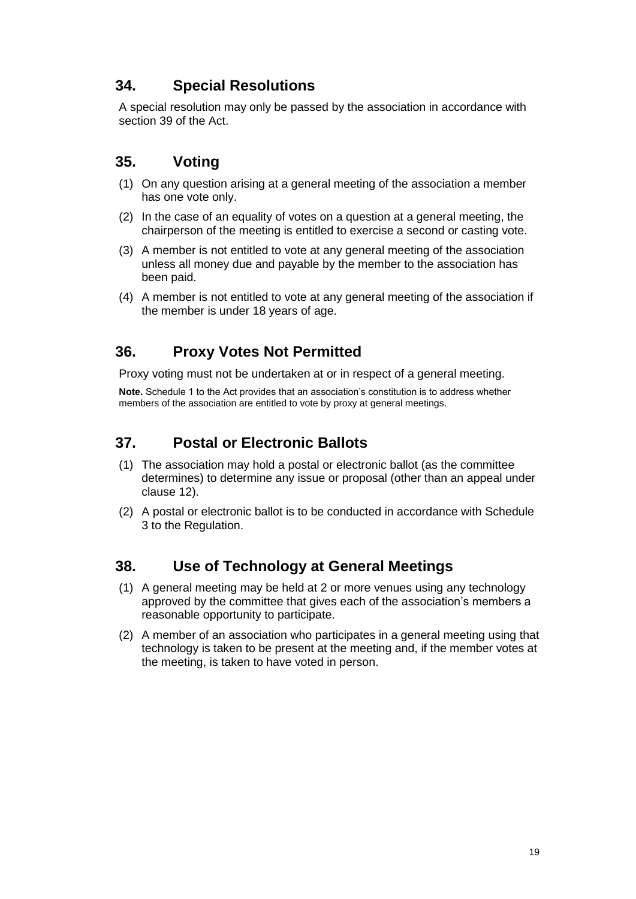## 34. Special Resolutions

A special resolution may only be passed by the association in accordance with section 39 of the Act.

## 35. Voting

(1) On any question arising at a general meeting of the association a member has one vote only.

(2) In the case of an equality of votes on a question at a general meeting, the chairperson of the meeting is entitled to exercise a second or casting vote.

(3) A member is not entitled to vote at any general meeting of the association unless all money due and payable by the member to the association has been paid.

(4) A member is not entitled to vote at any general meeting of the association if the member is under 18 years of age.

## 36. Proxy Votes Not Permitted

Proxy voting must not be undertaken at or in respect of a general meeting.

**Note.** Schedule 1 to the Act provides that an association's constitution is to address whether members of the association are entitled to vote by proxy at general meetings.

## 37. Postal or Electronic Ballots

(1) The association may hold a postal or electronic ballot (as the committee determines) to determine any issue or proposal (other than an appeal under clause 12).

(2) A postal or electronic ballot is to be conducted in accordance with Schedule 3 to the Regulation.

## 38. Use of Technology at General Meetings

(1) A general meeting may be held at 2 or more venues using any technology approved by the committee that gives each of the association's members a reasonable opportunity to participate.

(2) A member of an association who participates in a general meeting using that technology is taken to be present at the meeting and, if the member votes at the meeting, is taken to have voted in person.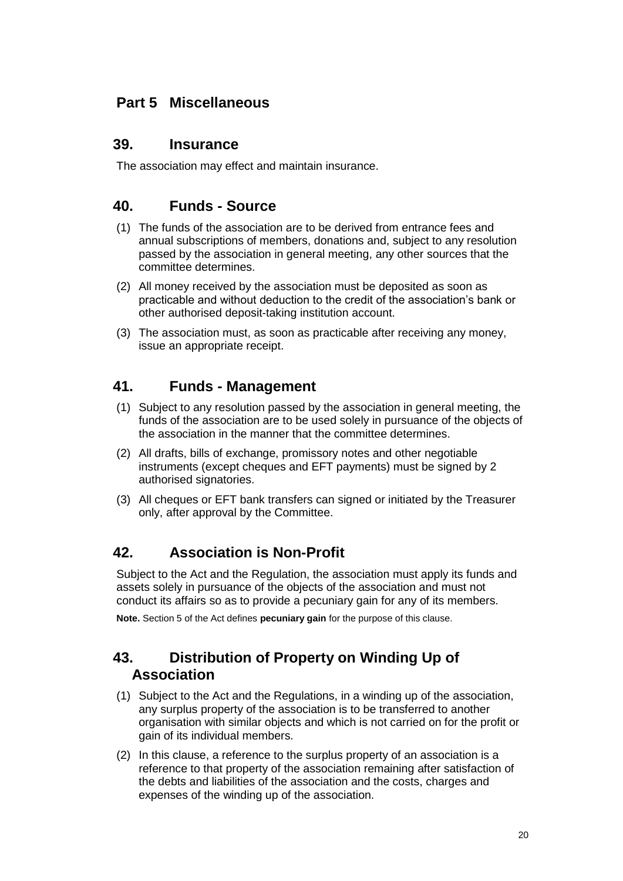## Part 5 Miscellaneous

### 39. Insurance

The association may effect and maintain insurance.

### 40. Funds - Source

(1) The funds of the association are to be derived from entrance fees and annual subscriptions of members, donations and, subject to any resolution passed by the association in general meeting, any other sources that the committee determines.

(2) All money received by the association must be deposited as soon as practicable and without deduction to the credit of the association's bank or other authorised deposit-taking institution account.

(3) The association must, as soon as practicable after receiving any money, issue an appropriate receipt.

### 41. Funds - Management

(1) Subject to any resolution passed by the association in general meeting, the funds of the association are to be used solely in pursuance of the objects of the association in the manner that the committee determines.

(2) All drafts, bills of exchange, promissory notes and other negotiable instruments (except cheques and EFT payments) must be signed by 2 authorised signatories.

(3) All cheques or EFT bank transfers can signed or initiated by the Treasurer only, after approval by the Committee.

### 42. Association is Non-Profit

Subject to the Act and the Regulation, the association must apply its funds and assets solely in pursuance of the objects of the association and must not conduct its affairs so as to provide a pecuniary gain for any of its members.

**Note.** Section 5 of the Act defines **pecuniary gain** for the purpose of this clause.

### 43. Distribution of Property on Winding Up of Association

(1) Subject to the Act and the Regulations, in a winding up of the association, any surplus property of the association is to be transferred to another organisation with similar objects and which is not carried on for the profit or gain of its individual members.

(2) In this clause, a reference to the surplus property of an association is a reference to that property of the association remaining after satisfaction of the debts and liabilities of the association and the costs, charges and expenses of the winding up of the association.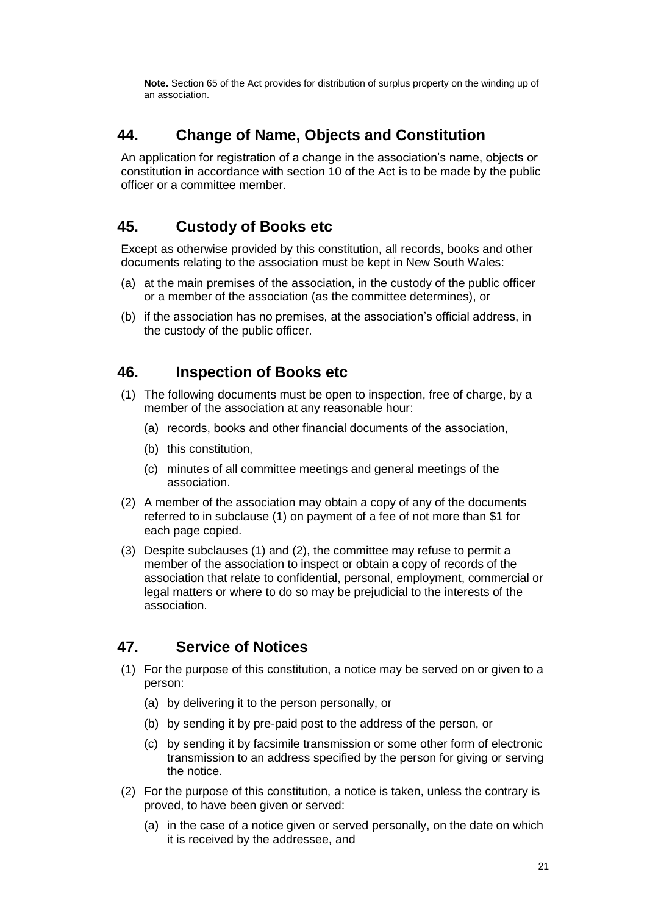**Note.** Section 65 of the Act provides for distribution of surplus property on the winding up of an association.

## 44. Change of Name, Objects and Constitution

An application for registration of a change in the association's name, objects or constitution in accordance with section 10 of the Act is to be made by the public officer or a committee member.

## 45. Custody of Books etc

Except as otherwise provided by this constitution, all records, books and other documents relating to the association must be kept in New South Wales:

(a) at the main premises of the association, in the custody of the public officer or a member of the association (as the committee determines), or

(b) if the association has no premises, at the association's official address, in the custody of the public officer.

## 46. Inspection of Books etc

(1) The following documents must be open to inspection, free of charge, by a member of the association at any reasonable hour:

  (a) records, books and other financial documents of the association,

  (b) this constitution,

  (c) minutes of all committee meetings and general meetings of the association.

(2) A member of the association may obtain a copy of any of the documents referred to in subclause (1) on payment of a fee of not more than $1 for each page copied.

(3) Despite subclauses (1) and (2), the committee may refuse to permit a member of the association to inspect or obtain a copy of records of the association that relate to confidential, personal, employment, commercial or legal matters or where to do so may be prejudicial to the interests of the association.

## 47. Service of Notices

(1) For the purpose of this constitution, a notice may be served on or given to a person:

  (a) by delivering it to the person personally, or

  (b) by sending it by pre-paid post to the address of the person, or

  (c) by sending it by facsimile transmission or some other form of electronic transmission to an address specified by the person for giving or serving the notice.

(2) For the purpose of this constitution, a notice is taken, unless the contrary is proved, to have been given or served:

  (a) in the case of a notice given or served personally, on the date on which it is received by the addressee, and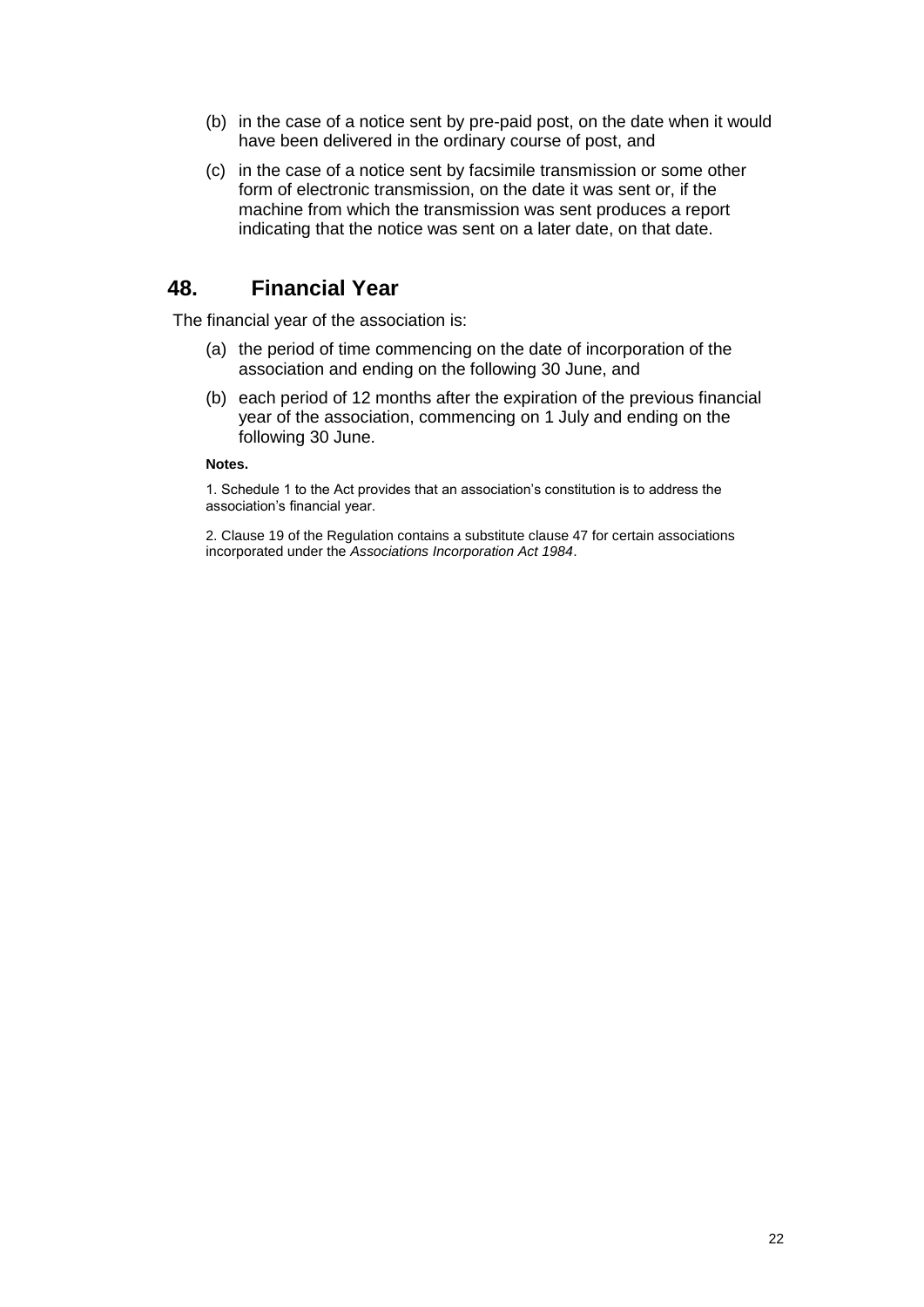(b) in the case of a notice sent by pre-paid post, on the date when it would have been delivered in the ordinary course of post, and

(c) in the case of a notice sent by facsimile transmission or some other form of electronic transmission, on the date it was sent or, if the machine from which the transmission was sent produces a report indicating that the notice was sent on a later date, on that date.

## 48. Financial Year

The financial year of the association is:

(a) the period of time commencing on the date of incorporation of the association and ending on the following 30 June, and

(b) each period of 12 months after the expiration of the previous financial year of the association, commencing on 1 July and ending on the following 30 June.

**Notes.**

1. Schedule 1 to the Act provides that an association's constitution is to address the association's financial year.

2. Clause 19 of the Regulation contains a substitute clause 47 for certain associations incorporated under the *Associations Incorporation Act 1984*.